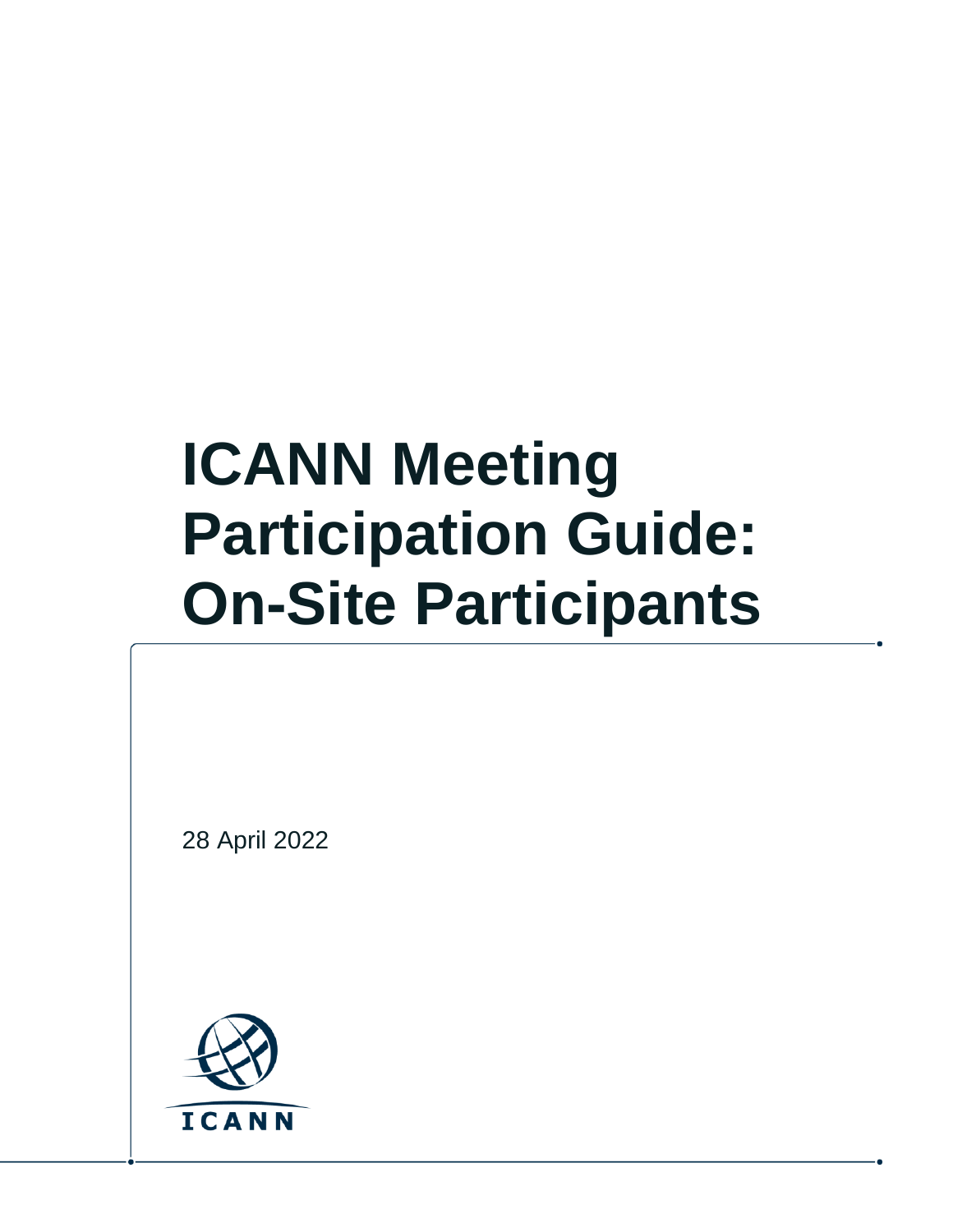# ICANN Meeting Participation Guide: On-Site Participants

28 April 2022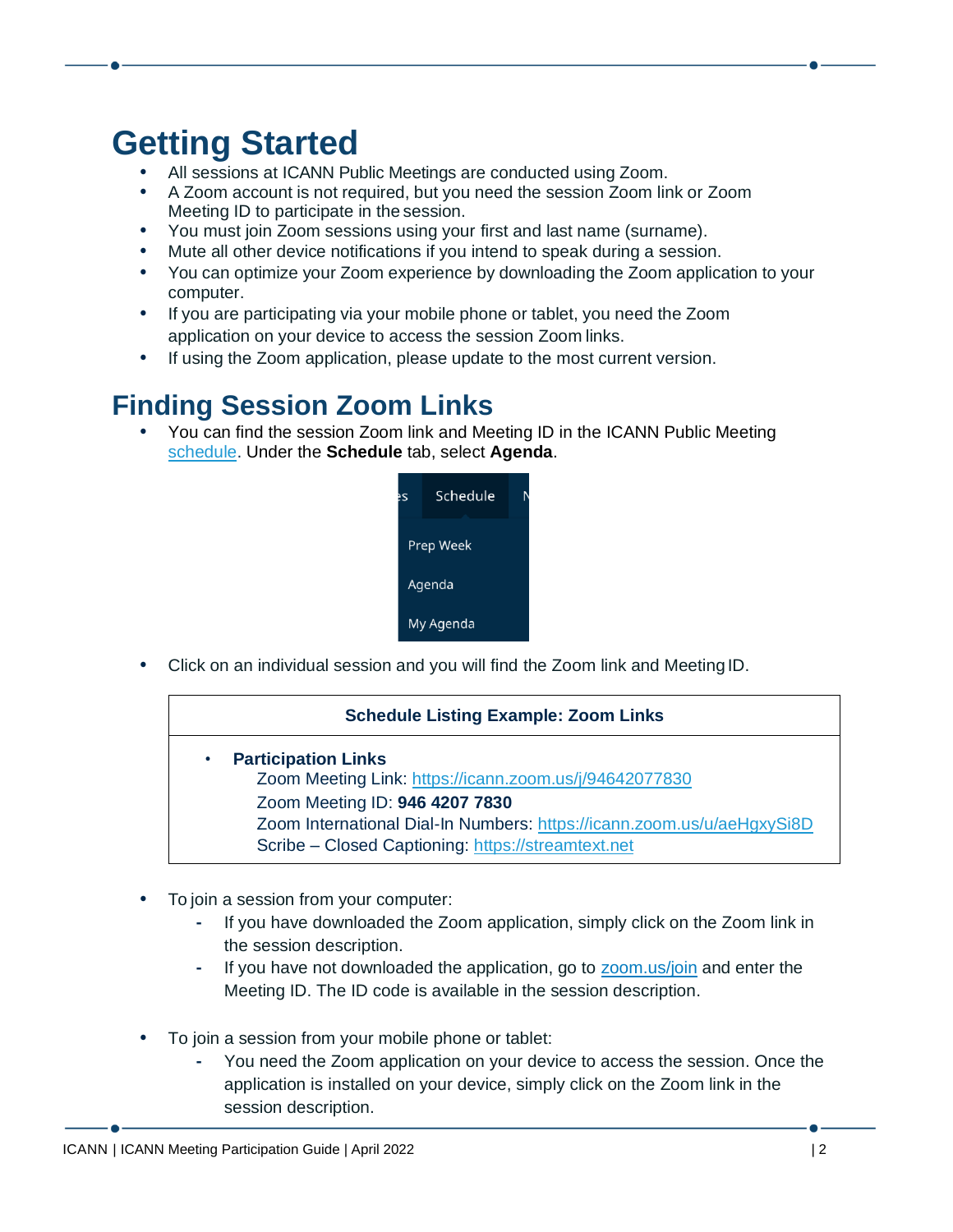# Getting Started

- All sessions at ICANN Public Meetings are conducted using Zoom.
- A Zoom account is not required, but you need the session Zoom link or Zoom Meeting ID to participate in the session.
- You must join Zoom sessions using your first and last name (surname).
- Mute all other device notifications if you intend to speak during a session.
- You can optimize your Zoom experience by downloading the Zoom application to your computer.
- If you are participating via your mobile phone or tablet, you need the Zoom application on your device to access the session Zoom links.
- If using the Zoom application, please update to the most current version.

# Finding Session Zoom Links

- You can find the session Zoom link and Meeting ID in the ICANN Public Meeting schedule. Under the **Schedule** tab, select **Agenda**.

Schedule
Prep Week
Agenda
My Agenda

- Click on an individual session and you will find the Zoom link and Meeting ID.

| Schedule Listing Example: Zoom Links |
|---|
| • **Participation Links**<br>Zoom Meeting Link: https://icann.zoom.us/j/94642077830<br>Zoom Meeting ID: **946 4207 7830**<br>Zoom International Dial-In Numbers: https://icann.zoom.us/u/aeHgxySi8D<br>Scribe – Closed Captioning: https://streamtext.net |

- To join a session from your computer:
  - If you have downloaded the Zoom application, simply click on the Zoom link in the session description.
  - If you have not downloaded the application, go to zoom.us/join and enter the Meeting ID. The ID code is available in the session description.

- To join a session from your mobile phone or tablet:
  - You need the Zoom application on your device to access the session. Once the application is installed on your device, simply click on the Zoom link in the session description.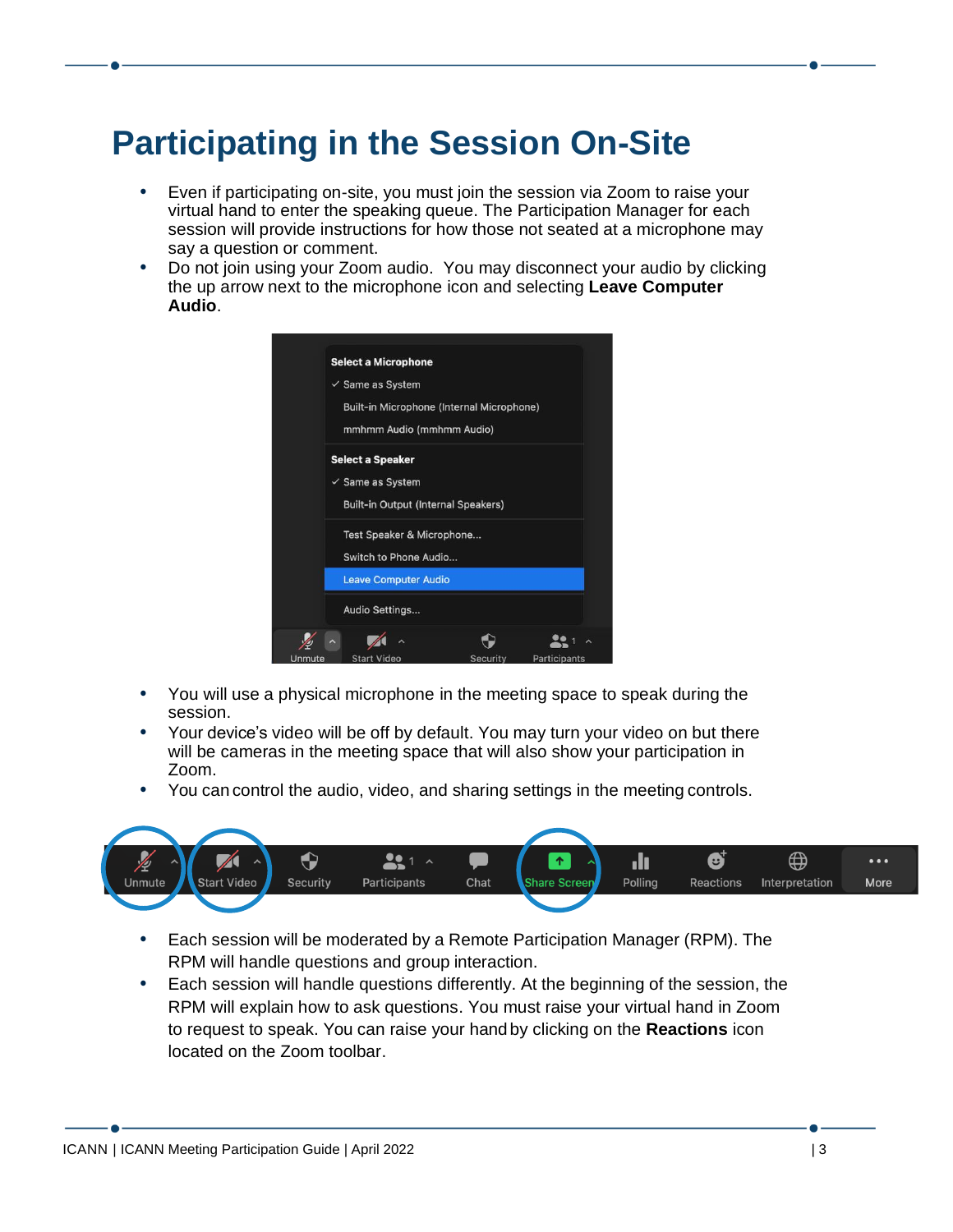# Participating in the Session On-Site

- Even if participating on-site, you must join the session via Zoom to raise your virtual hand to enter the speaking queue. The Participation Manager for each session will provide instructions for how those not seated at a microphone may say a question or comment.
- Do not join using your Zoom audio. You may disconnect your audio by clicking the up arrow next to the microphone icon and selecting **Leave Computer Audio**.

- You will use a physical microphone in the meeting space to speak during the session.
- Your device's video will be off by default. You may turn your video on but there will be cameras in the meeting space that will also show your participation in Zoom.
- You can control the audio, video, and sharing settings in the meeting controls.

- Each session will be moderated by a Remote Participation Manager (RPM). The RPM will handle questions and group interaction.
- Each session will handle questions differently. At the beginning of the session, the RPM will explain how to ask questions. You must raise your virtual hand in Zoom to request to speak. You can raise your hand by clicking on the **Reactions** icon located on the Zoom toolbar.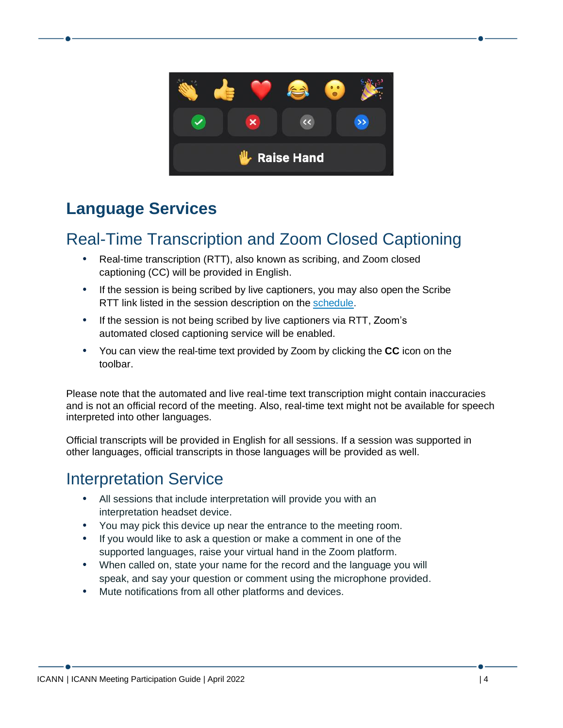## Language Services

### Real-Time Transcription and Zoom Closed Captioning

- Real-time transcription (RTT), also known as scribing, and Zoom closed captioning (CC) will be provided in English.
- If the session is being scribed by live captioners, you may also open the Scribe RTT link listed in the session description on the schedule.
- If the session is not being scribed by live captioners via RTT, Zoom's automated closed captioning service will be enabled.
- You can view the real-time text provided by Zoom by clicking the **CC** icon on the toolbar.

Please note that the automated and live real-time text transcription might contain inaccuracies and is not an official record of the meeting. Also, real-time text might not be available for speech interpreted into other languages.

Official transcripts will be provided in English for all sessions. If a session was supported in other languages, official transcripts in those languages will be provided as well.

### Interpretation Service

- All sessions that include interpretation will provide you with an interpretation headset device.
- You may pick this device up near the entrance to the meeting room.
- If you would like to ask a question or make a comment in one of the supported languages, raise your virtual hand in the Zoom platform.
- When called on, state your name for the record and the language you will speak, and say your question or comment using the microphone provided.
- Mute notifications from all other platforms and devices.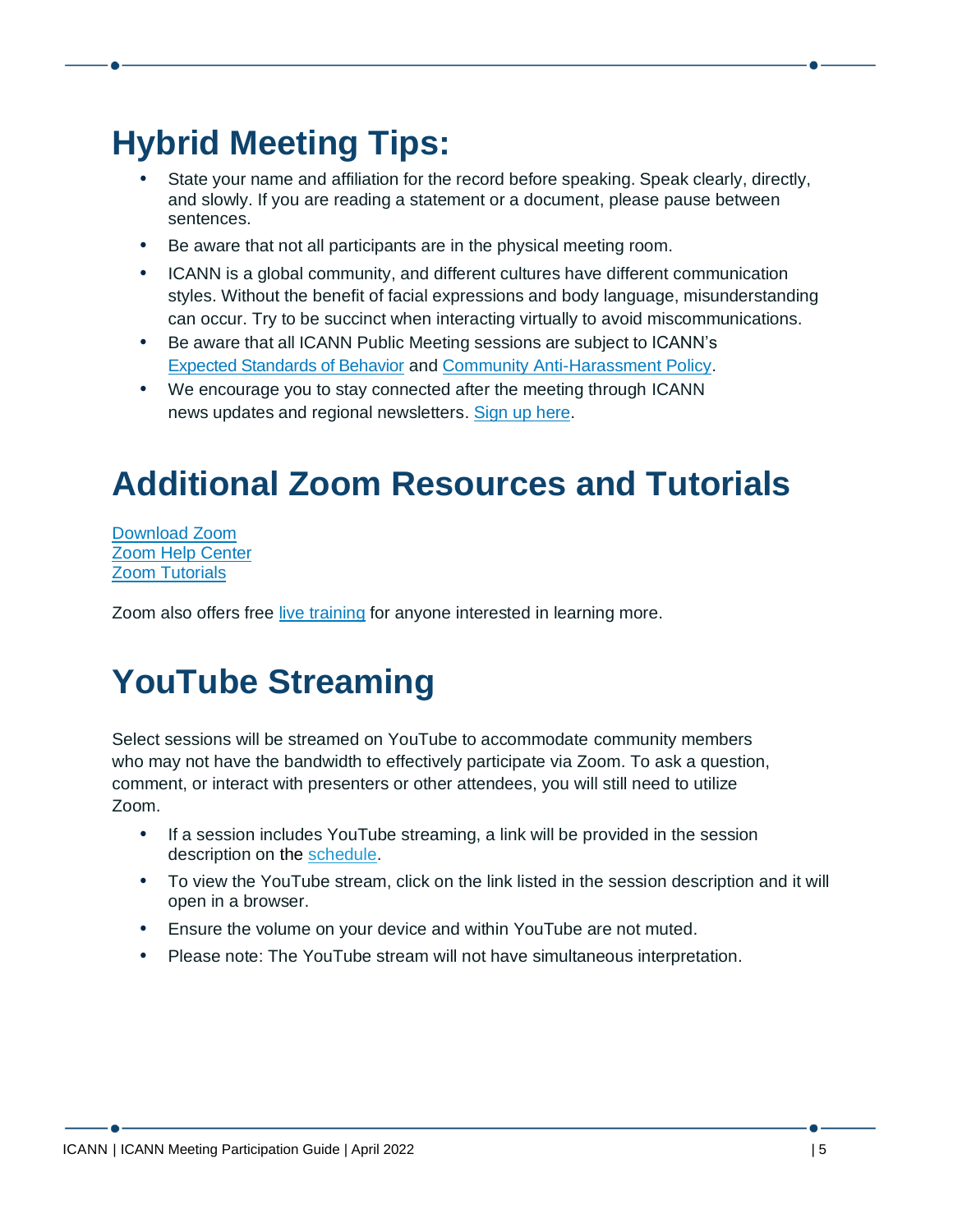# Hybrid Meeting Tips:

- State your name and affiliation for the record before speaking. Speak clearly, directly, and slowly. If you are reading a statement or a document, please pause between sentences.
- Be aware that not all participants are in the physical meeting room.
- ICANN is a global community, and different cultures have different communication styles. Without the benefit of facial expressions and body language, misunderstanding can occur. Try to be succinct when interacting virtually to avoid miscommunications.
- Be aware that all ICANN Public Meeting sessions are subject to ICANN's Expected Standards of Behavior and Community Anti-Harassment Policy.
- We encourage you to stay connected after the meeting through ICANN news updates and regional newsletters. Sign up here.

# Additional Zoom Resources and Tutorials

Download Zoom
Zoom Help Center
Zoom Tutorials

Zoom also offers free live training for anyone interested in learning more.

# YouTube Streaming

Select sessions will be streamed on YouTube to accommodate community members who may not have the bandwidth to effectively participate via Zoom. To ask a question, comment, or interact with presenters or other attendees, you will still need to utilize Zoom.

- If a session includes YouTube streaming, a link will be provided in the session description on the schedule.
- To view the YouTube stream, click on the link listed in the session description and it will open in a browser.
- Ensure the volume on your device and within YouTube are not muted.
- Please note: The YouTube stream will not have simultaneous interpretation.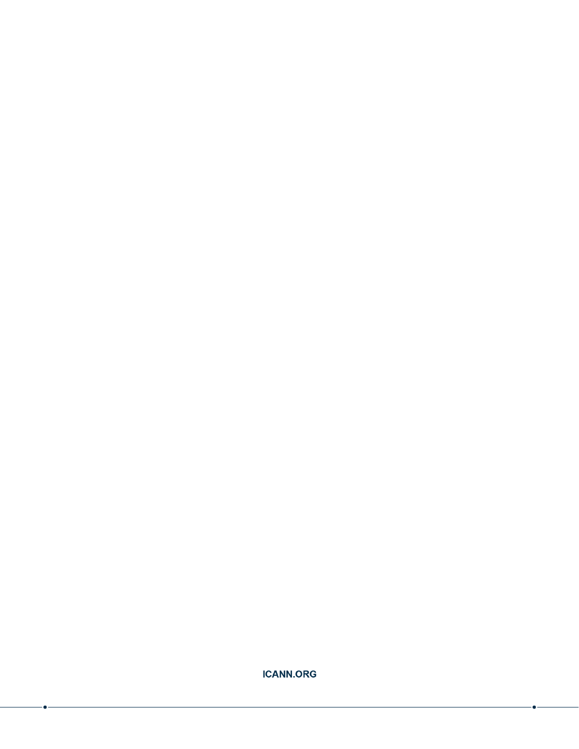ICANN.ORG